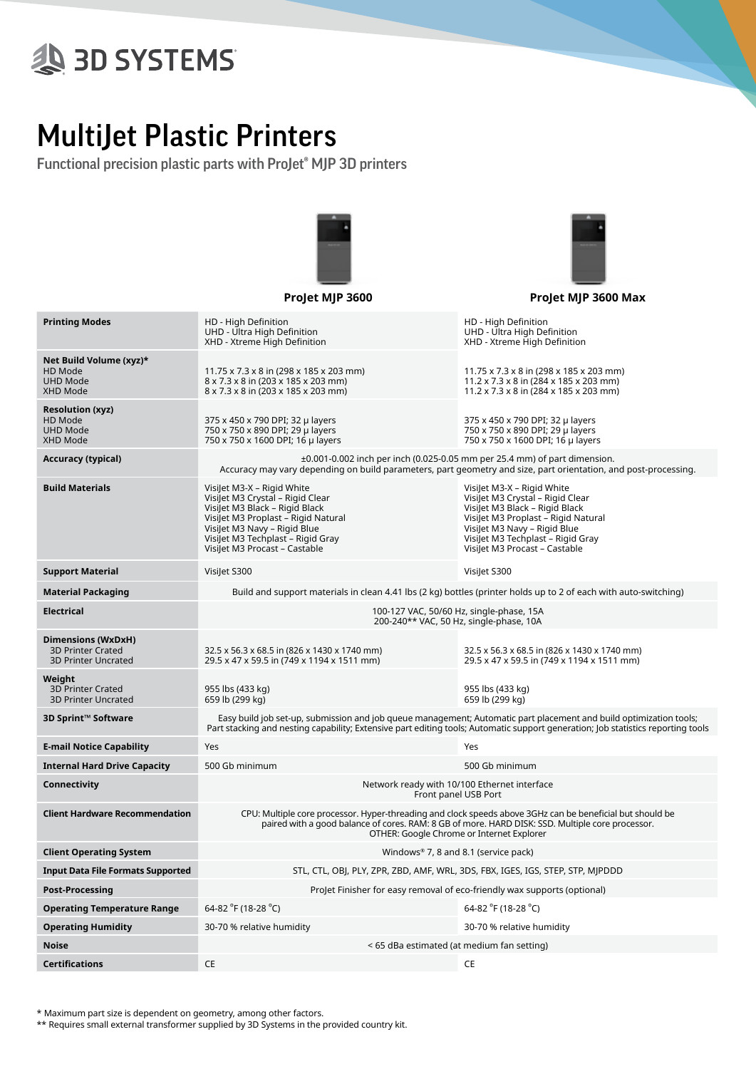3D SYSTEMS

# MultiJet Plastic Printers

## Functional precision plastic parts with ProJet® MJP 3D printers

| | ProJet MJP 3600 | ProJet MJP 3600 Max |
|---|---|---|
| **Printing Modes** | HD - High Definition<br>UHD - Ultra High Definition<br>XHD - Xtreme High Definition | HD - High Definition<br>UHD - Ultra High Definition<br>XHD - Xtreme High Definition |
| **Net Build Volume (xyz)***<br>HD Mode<br>UHD Mode<br>XHD Mode | 11.75 x 7.3 x 8 in (298 x 185 x 203 mm)<br>8 x 7.3 x 8 in (203 x 185 x 203 mm)<br>8 x 7.3 x 8 in (203 x 185 x 203 mm) | 11.75 x 7.3 x 8 in (298 x 185 x 203 mm)<br>11.2 x 7.3 x 8 in (284 x 185 x 203 mm)<br>11.2 x 7.3 x 8 in (284 x 185 x 203 mm) |
| **Resolution (xyz)**<br>HD Mode<br>UHD Mode<br>XHD Mode | 375 x 450 x 790 DPI; 32 μ layers<br>750 x 750 x 890 DPI; 29 μ layers<br>750 x 750 x 1600 DPI; 16 μ layers | 375 x 450 x 790 DPI; 32 μ layers<br>750 x 750 x 890 DPI; 29 μ layers<br>750 x 750 x 1600 DPI; 16 μ layers |
| **Accuracy (typical)** | ±0.001-0.002 inch per inch (0.025-0.05 mm per 25.4 mm) of part dimension. Accuracy may vary depending on build parameters, part geometry and size, part orientation, and post-processing. | |
| **Build Materials** | VisiJet M3-X – Rigid White<br>VisiJet M3 Crystal – Rigid Clear<br>VisiJet M3 Black – Rigid Black<br>VisiJet M3 Proplast – Rigid Natural<br>VisiJet M3 Navy – Rigid Blue<br>VisiJet M3 Techplast – Rigid Gray<br>VisiJet M3 Procast – Castable | VisiJet M3-X – Rigid White<br>VisiJet M3 Crystal – Rigid Clear<br>VisiJet M3 Black – Rigid Black<br>VisiJet M3 Proplast – Rigid Natural<br>VisiJet M3 Navy – Rigid Blue<br>VisiJet M3 Techplast – Rigid Gray<br>VisiJet M3 Procast – Castable |
| **Support Material** | VisiJet S300 | VisiJet S300 |
| **Material Packaging** | Build and support materials in clean 4.41 lbs (2 kg) bottles (printer holds up to 2 of each with auto-switching) | |
| **Electrical** | 100-127 VAC, 50/60 Hz, single-phase, 15A<br>200-240** VAC, 50 Hz, single-phase, 10A | |
| **Dimensions (WxDxH)**<br>3D Printer Crated<br>3D Printer Uncrated | 32.5 x 56.3 x 68.5 in (826 x 1430 x 1740 mm)<br>29.5 x 47 x 59.5 in (749 x 1194 x 1511 mm) | 32.5 x 56.3 x 68.5 in (826 x 1430 x 1740 mm)<br>29.5 x 47 x 59.5 in (749 x 1194 x 1511 mm) |
| **Weight**<br>3D Printer Crated<br>3D Printer Uncrated | 955 lbs (433 kg)<br>659 lb (299 kg) | 955 lbs (433 kg)<br>659 lb (299 kg) |
| **3D Sprint™ Software** | Easy build job set-up, submission and job queue management; Automatic part placement and build optimization tools; Part stacking and nesting capability; Extensive part editing tools; Automatic support generation; Job statistics reporting tools | |
| **E-mail Notice Capability** | Yes | Yes |
| **Internal Hard Drive Capacity** | 500 Gb minimum | 500 Gb minimum |
| **Connectivity** | Network ready with 10/100 Ethernet interface<br>Front panel USB Port | |
| **Client Hardware Recommendation** | CPU: Multiple core processor. Hyper-threading and clock speeds above 3GHz can be beneficial but should be paired with a good balance of cores. RAM: 8 GB of more. HARD DISK: SSD. Multiple core processor.<br>OTHER: Google Chrome or Internet Explorer | |
| **Client Operating System** | Windows® 7, 8 and 8.1 (service pack) | |
| **Input Data File Formats Supported** | STL, CTL, OBJ, PLY, ZPR, ZBD, AMF, WRL, 3DS, FBX, IGES, IGS, STEP, STP, MJPDDD | |
| **Post-Processing** | ProJet Finisher for easy removal of eco-friendly wax supports (optional) | |
| **Operating Temperature Range** | 64-82 °F (18-28 °C) | 64-82 °F (18-28 °C) |
| **Operating Humidity** | 30-70 % relative humidity | 30-70 % relative humidity |
| **Noise** | < 65 dBa estimated (at medium fan setting) | |
| **Certifications** | CE | CE |

* Maximum part size is dependent on geometry, among other factors.
** Requires small external transformer supplied by 3D Systems in the provided country kit.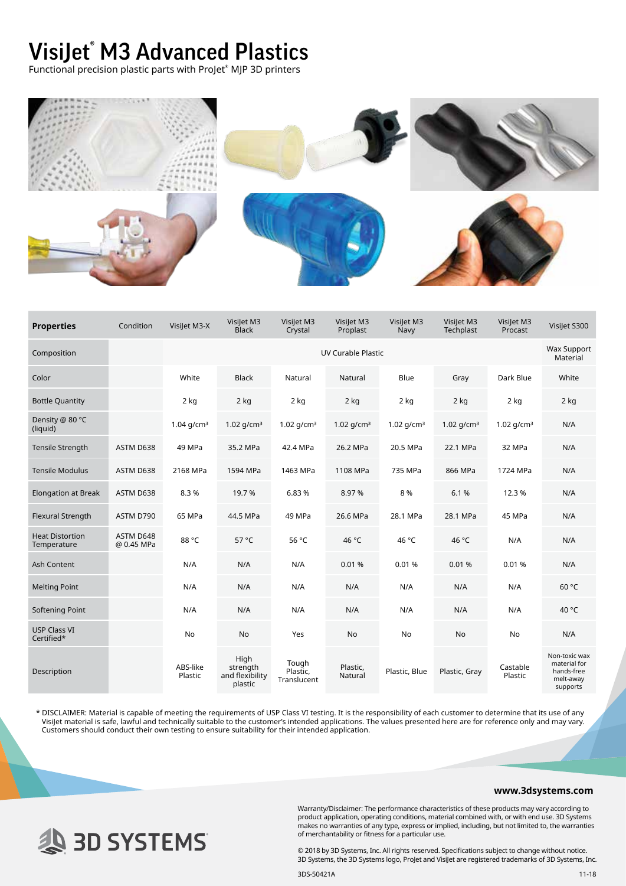# VisiJet® M3 Advanced Plastics

Functional precision plastic parts with ProJet® MJP 3D printers

| Properties | Condition | VisiJet M3-X | VisiJet M3 Black | VisiJet M3 Crystal | VisiJet M3 Proplast | VisiJet M3 Navy | VisiJet M3 Techplast | VisiJet M3 Procast | VisiJet S300 |
|---|---|---|---|---|---|---|---|---|---|
| Composition | | UV Curable Plastic | | | | | | | Wax Support Material |
| Color | | White | Black | Natural | Natural | Blue | Gray | Dark Blue | White |
| Bottle Quantity | | 2 kg | 2 kg | 2 kg | 2 kg | 2 kg | 2 kg | 2 kg | 2 kg |
| Density @ 80 °C (liquid) | | 1.04 g/cm³ | 1.02 g/cm³ | 1.02 g/cm³ | 1.02 g/cm³ | 1.02 g/cm³ | 1.02 g/cm³ | 1.02 g/cm³ | N/A |
| Tensile Strength | ASTM D638 | 49 MPa | 35.2 MPa | 42.4 MPa | 26.2 MPa | 20.5 MPa | 22.1 MPa | 32 MPa | N/A |
| Tensile Modulus | ASTM D638 | 2168 MPa | 1594 MPa | 1463 MPa | 1108 MPa | 735 MPa | 866 MPa | 1724 MPa | N/A |
| Elongation at Break | ASTM D638 | 8.3 % | 19.7 % | 6.83 % | 8.97 % | 8 % | 6.1 % | 12.3 % | N/A |
| Flexural Strength | ASTM D790 | 65 MPa | 44.5 MPa | 49 MPa | 26.6 MPa | 28.1 MPa | 28.1 MPa | 45 MPa | N/A |
| Heat Distortion Temperature | ASTM D648 @ 0.45 MPa | 88 °C | 57 °C | 56 °C | 46 °C | 46 °C | 46 °C | N/A | N/A |
| Ash Content | | N/A | N/A | N/A | 0.01 % | 0.01 % | 0.01 % | 0.01 % | N/A |
| Melting Point | | N/A | N/A | N/A | N/A | N/A | N/A | N/A | 60 °C |
| Softening Point | | N/A | N/A | N/A | N/A | N/A | N/A | N/A | 40 °C |
| USP Class VI Certified* | | No | No | Yes | No | No | No | No | N/A |
| Description | | ABS-like Plastic | High strength and flexibility plastic | Tough Plastic, Translucent | Plastic, Natural | Plastic, Blue | Plastic, Gray | Castable Plastic | Non-toxic wax material for hands-free melt-away supports |

\* DISCLAIMER: Material is capable of meeting the requirements of USP Class VI testing. It is the responsibility of each customer to determine that its use of any VisiJet material is safe, lawful and technically suitable to the customer's intended applications. The values presented here are for reference only and may vary. Customers should conduct their own testing to ensure suitability for their intended application.

**www.3dsystems.com**

3D SYSTEMS

Warranty/Disclaimer: The performance characteristics of these products may vary according to product application, operating conditions, material combined with, or with end use. 3D Systems makes no warranties of any type, express or implied, including, but not limited to, the warranties of merchantability or fitness for a particular use.

© 2018 by 3D Systems, Inc. All rights reserved. Specifications subject to change without notice. 3D Systems, the 3D Systems logo, ProJet and VisiJet are registered trademarks of 3D Systems, Inc.

3DS-50421A 11-18